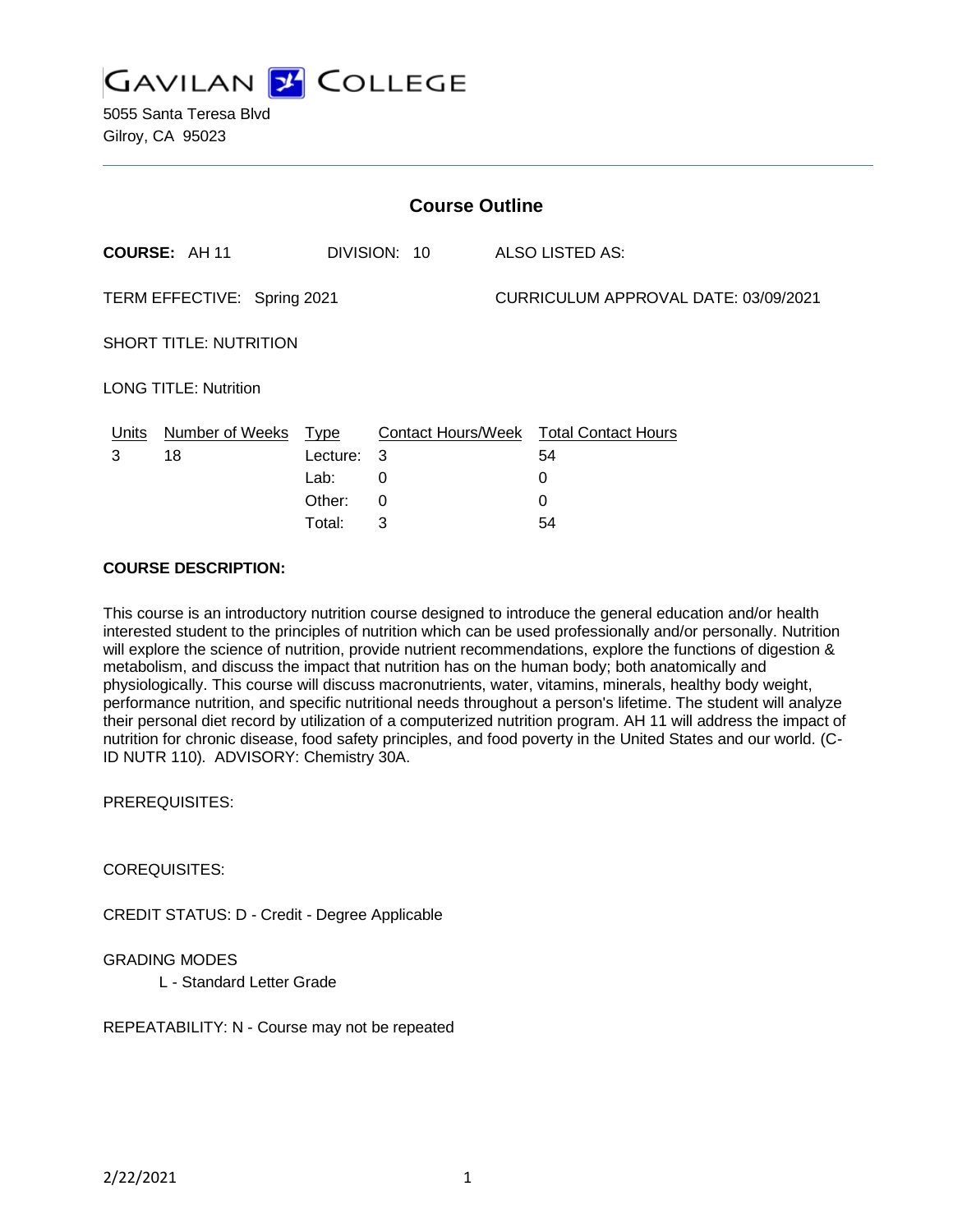# GAVILAN COLLEGE

5055 Santa Teresa Blvd
Gilroy, CA 95023

## Course Outline

**COURSE:** AH 11 DIVISION: 10 ALSO LISTED AS:

TERM EFFECTIVE: Spring 2021 CURRICULUM APPROVAL DATE: 03/09/2021

SHORT TITLE: NUTRITION

LONG TITLE: Nutrition

| Units | Number of Weeks | Type | Contact Hours/Week | Total Contact Hours |
|---|---|---|---|---|
| 3 | 18 | Lecture: | 3 | 54 |
| | | Lab: | 0 | 0 |
| | | Other: | 0 | 0 |
| | | Total: | 3 | 54 |

**COURSE DESCRIPTION:**

This course is an introductory nutrition course designed to introduce the general education and/or health interested student to the principles of nutrition which can be used professionally and/or personally. Nutrition will explore the science of nutrition, provide nutrient recommendations, explore the functions of digestion & metabolism, and discuss the impact that nutrition has on the human body; both anatomically and physiologically. This course will discuss macronutrients, water, vitamins, minerals, healthy body weight, performance nutrition, and specific nutritional needs throughout a person's lifetime. The student will analyze their personal diet record by utilization of a computerized nutrition program. AH 11 will address the impact of nutrition for chronic disease, food safety principles, and food poverty in the United States and our world. (C-ID NUTR 110). ADVISORY: Chemistry 30A.

PREREQUISITES:

COREQUISITES:

CREDIT STATUS: D - Credit - Degree Applicable

GRADING MODES

L - Standard Letter Grade

REPEATABILITY: N - Course may not be repeated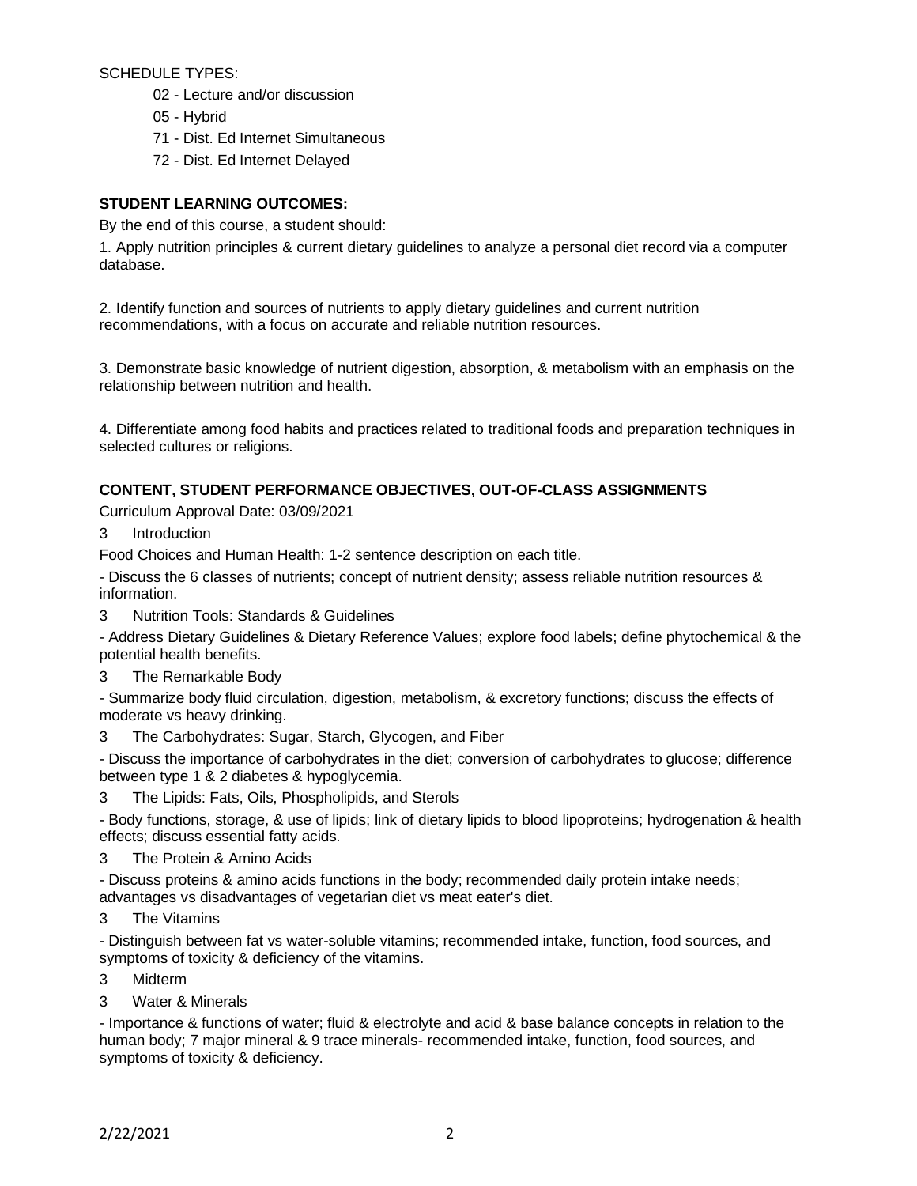SCHEDULE TYPES:

- 02 - Lecture and/or discussion
- 05 - Hybrid
- 71 - Dist. Ed Internet Simultaneous
- 72 - Dist. Ed Internet Delayed

**STUDENT LEARNING OUTCOMES:**

By the end of this course, a student should:

1. Apply nutrition principles & current dietary guidelines to analyze a personal diet record via a computer database.

2. Identify function and sources of nutrients to apply dietary guidelines and current nutrition recommendations, with a focus on accurate and reliable nutrition resources.

3. Demonstrate basic knowledge of nutrient digestion, absorption, & metabolism with an emphasis on the relationship between nutrition and health.

4. Differentiate among food habits and practices related to traditional foods and preparation techniques in selected cultures or religions.

**CONTENT, STUDENT PERFORMANCE OBJECTIVES, OUT-OF-CLASS ASSIGNMENTS**

Curriculum Approval Date: 03/09/2021

3 Introduction

Food Choices and Human Health: 1-2 sentence description on each title.

- Discuss the 6 classes of nutrients; concept of nutrient density; assess reliable nutrition resources & information.

3 Nutrition Tools: Standards & Guidelines

- Address Dietary Guidelines & Dietary Reference Values; explore food labels; define phytochemical & the potential health benefits.

3 The Remarkable Body

- Summarize body fluid circulation, digestion, metabolism, & excretory functions; discuss the effects of moderate vs heavy drinking.

3 The Carbohydrates: Sugar, Starch, Glycogen, and Fiber

- Discuss the importance of carbohydrates in the diet; conversion of carbohydrates to glucose; difference between type 1 & 2 diabetes & hypoglycemia.

3 The Lipids: Fats, Oils, Phospholipids, and Sterols

- Body functions, storage, & use of lipids; link of dietary lipids to blood lipoproteins; hydrogenation & health effects; discuss essential fatty acids.

3 The Protein & Amino Acids

- Discuss proteins & amino acids functions in the body; recommended daily protein intake needs; advantages vs disadvantages of vegetarian diet vs meat eater's diet.

3 The Vitamins

- Distinguish between fat vs water-soluble vitamins; recommended intake, function, food sources, and symptoms of toxicity & deficiency of the vitamins.

3 Midterm

3 Water & Minerals

- Importance & functions of water; fluid & electrolyte and acid & base balance concepts in relation to the human body; 7 major mineral & 9 trace minerals- recommended intake, function, food sources, and symptoms of toxicity & deficiency.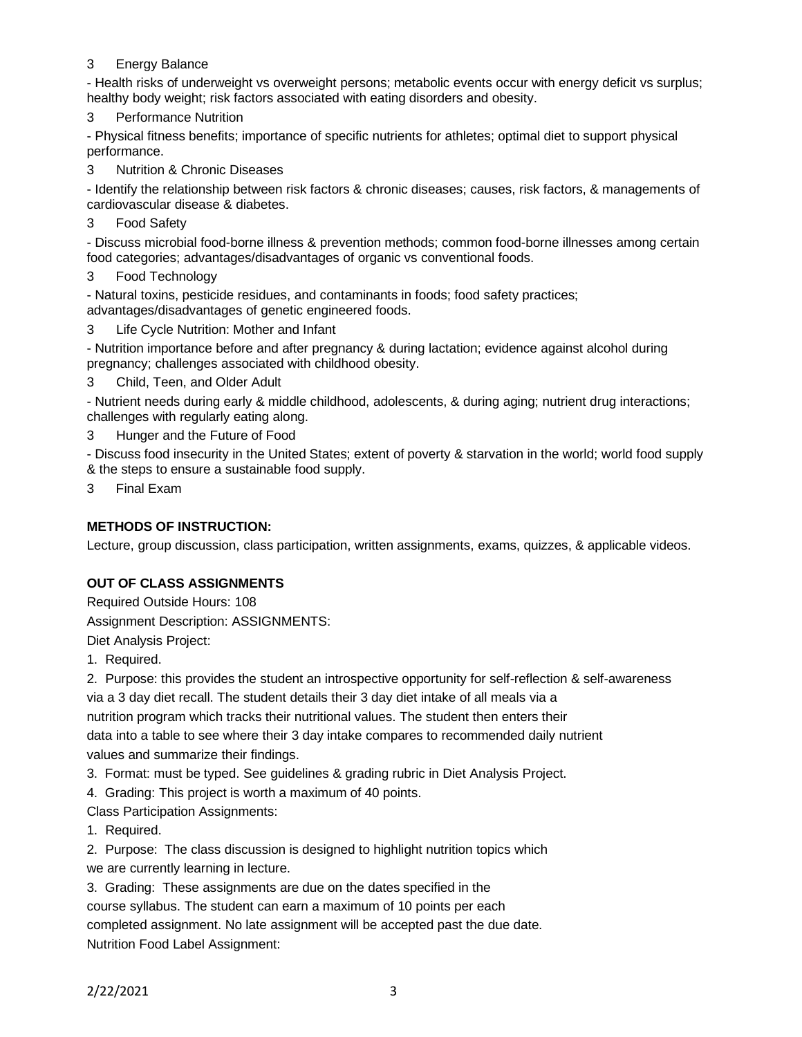3 Energy Balance

- Health risks of underweight vs overweight persons; metabolic events occur with energy deficit vs surplus; healthy body weight; risk factors associated with eating disorders and obesity.

3 Performance Nutrition

- Physical fitness benefits; importance of specific nutrients for athletes; optimal diet to support physical performance.

3 Nutrition & Chronic Diseases

- Identify the relationship between risk factors & chronic diseases; causes, risk factors, & managements of cardiovascular disease & diabetes.

3 Food Safety

- Discuss microbial food-borne illness & prevention methods; common food-borne illnesses among certain food categories; advantages/disadvantages of organic vs conventional foods.

3 Food Technology

- Natural toxins, pesticide residues, and contaminants in foods; food safety practices; advantages/disadvantages of genetic engineered foods.

3 Life Cycle Nutrition: Mother and Infant

- Nutrition importance before and after pregnancy & during lactation; evidence against alcohol during pregnancy; challenges associated with childhood obesity.

3 Child, Teen, and Older Adult

- Nutrient needs during early & middle childhood, adolescents, & during aging; nutrient drug interactions; challenges with regularly eating along.

3 Hunger and the Future of Food

- Discuss food insecurity in the United States; extent of poverty & starvation in the world; world food supply & the steps to ensure a sustainable food supply.

3 Final Exam

**METHODS OF INSTRUCTION:**

Lecture, group discussion, class participation, written assignments, exams, quizzes, & applicable videos.

**OUT OF CLASS ASSIGNMENTS**

Required Outside Hours: 108

Assignment Description: ASSIGNMENTS:

Diet Analysis Project:

1. Required.
2. Purpose: this provides the student an introspective opportunity for self-reflection & self-awareness via a 3 day diet recall. The student details their 3 day diet intake of all meals via a nutrition program which tracks their nutritional values. The student then enters their data into a table to see where their 3 day intake compares to recommended daily nutrient values and summarize their findings.
3. Format: must be typed. See guidelines & grading rubric in Diet Analysis Project.
4. Grading: This project is worth a maximum of 40 points.

Class Participation Assignments:

1. Required.
2. Purpose: The class discussion is designed to highlight nutrition topics which we are currently learning in lecture.
3. Grading: These assignments are due on the dates specified in the course syllabus. The student can earn a maximum of 10 points per each completed assignment. No late assignment will be accepted past the due date.

Nutrition Food Label Assignment: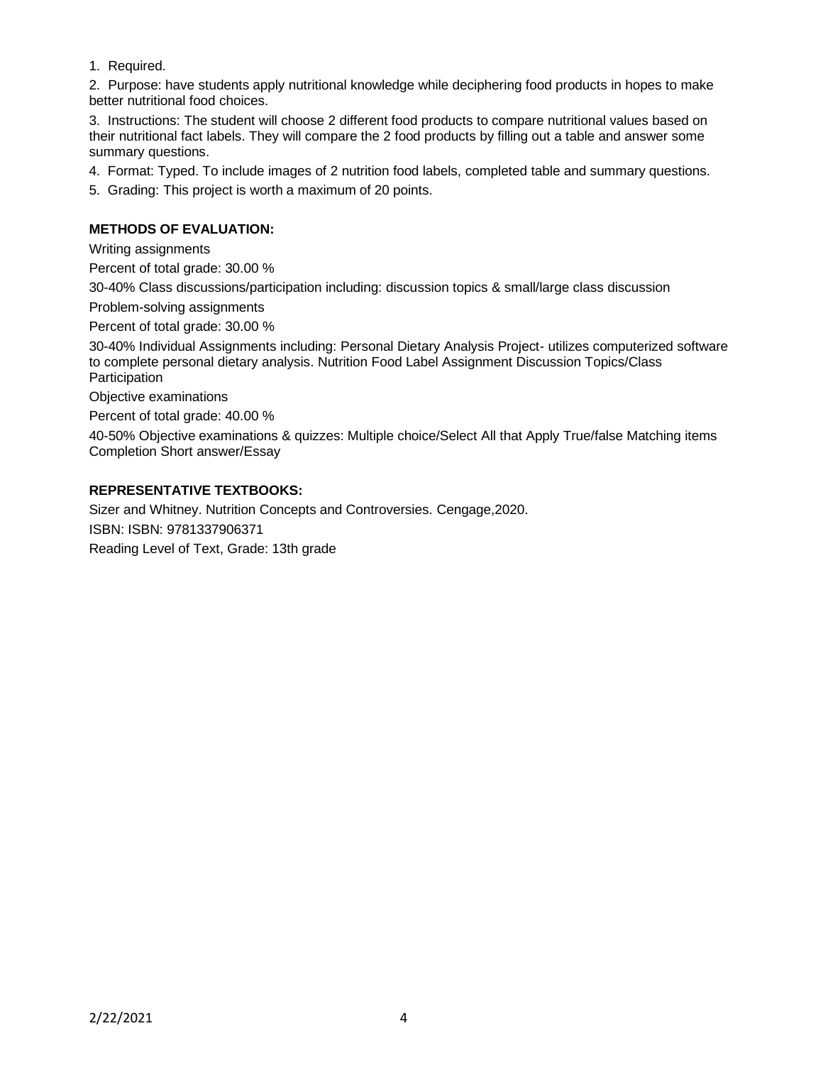1. Required.
2. Purpose: have students apply nutritional knowledge while deciphering food products in hopes to make better nutritional food choices.
3. Instructions: The student will choose 2 different food products to compare nutritional values based on their nutritional fact labels. They will compare the 2 food products by filling out a table and answer some summary questions.
4. Format: Typed. To include images of 2 nutrition food labels, completed table and summary questions.
5. Grading: This project is worth a maximum of 20 points.

**METHODS OF EVALUATION:**

Writing assignments

Percent of total grade: 30.00 %

30-40% Class discussions/participation including: discussion topics & small/large class discussion

Problem-solving assignments

Percent of total grade: 30.00 %

30-40% Individual Assignments including: Personal Dietary Analysis Project- utilizes computerized software to complete personal dietary analysis. Nutrition Food Label Assignment Discussion Topics/Class Participation

Objective examinations

Percent of total grade: 40.00 %

40-50% Objective examinations & quizzes: Multiple choice/Select All that Apply True/false Matching items Completion Short answer/Essay

**REPRESENTATIVE TEXTBOOKS:**

Sizer and Whitney. Nutrition Concepts and Controversies. Cengage,2020.

ISBN: ISBN: 9781337906371

Reading Level of Text, Grade: 13th grade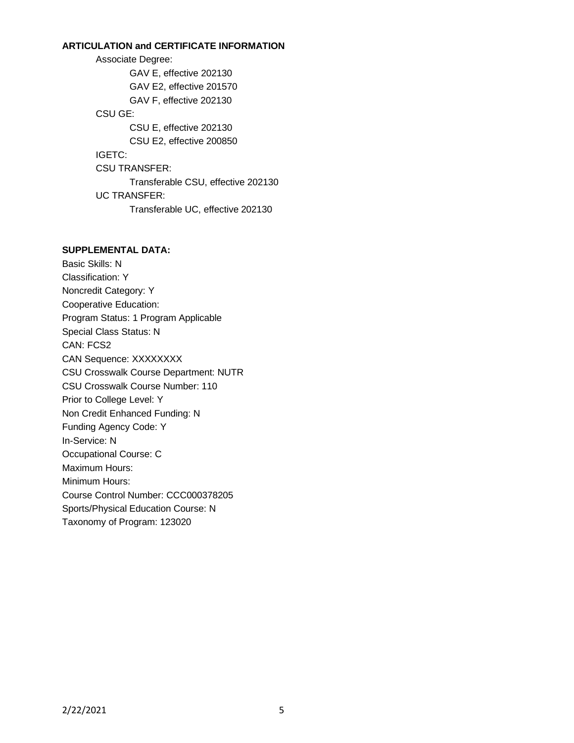**ARTICULATION and CERTIFICATE INFORMATION**

Associate Degree:
- GAV E, effective 202130
- GAV E2, effective 201570
- GAV F, effective 202130

CSU GE:
- CSU E, effective 202130
- CSU E2, effective 200850

IGETC:

CSU TRANSFER:
- Transferable CSU, effective 202130

UC TRANSFER:
- Transferable UC, effective 202130

**SUPPLEMENTAL DATA:**

Basic Skills: N
Classification: Y
Noncredit Category: Y
Cooperative Education:
Program Status: 1 Program Applicable
Special Class Status: N
CAN: FCS2
CAN Sequence: XXXXXXXX
CSU Crosswalk Course Department: NUTR
CSU Crosswalk Course Number: 110
Prior to College Level: Y
Non Credit Enhanced Funding: N
Funding Agency Code: Y
In-Service: N
Occupational Course: C
Maximum Hours:
Minimum Hours:
Course Control Number: CCC000378205
Sports/Physical Education Course: N
Taxonomy of Program: 123020